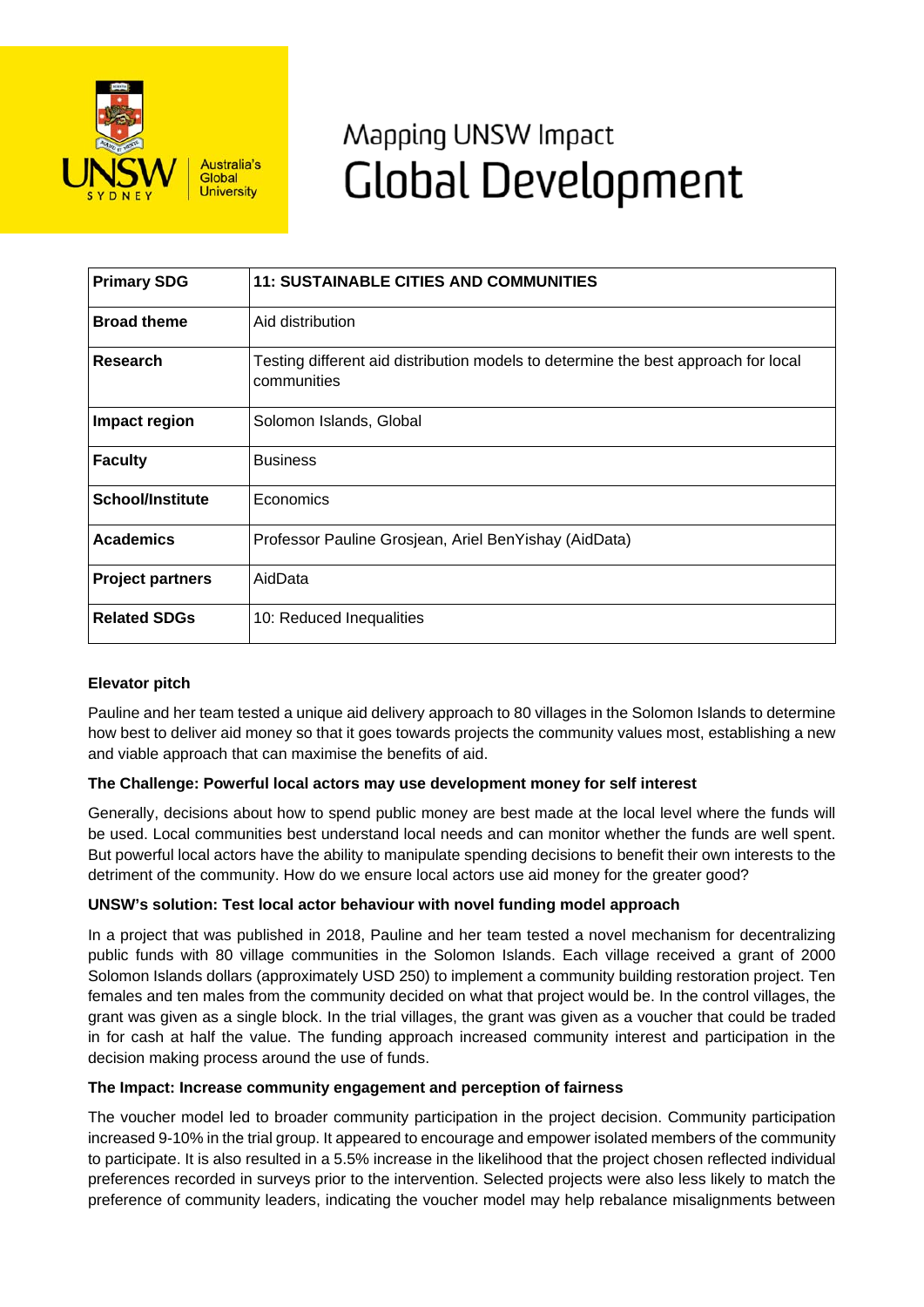# Mapping UNSW Impact
# Global Development

| Primary SDG | 11: SUSTAINABLE CITIES AND COMMUNITIES |
|---|---|
| Broad theme | Aid distribution |
| Research | Testing different aid distribution models to determine the best approach for local communities |
| Impact region | Solomon Islands, Global |
| Faculty | Business |
| School/Institute | Economics |
| Academics | Professor Pauline Grosjean, Ariel BenYishay (AidData) |
| Project partners | AidData |
| Related SDGs | 10: Reduced Inequalities |

**Elevator pitch**

Pauline and her team tested a unique aid delivery approach to 80 villages in the Solomon Islands to determine how best to deliver aid money so that it goes towards projects the community values most, establishing a new and viable approach that can maximise the benefits of aid.

**The Challenge: Powerful local actors may use development money for self interest**

Generally, decisions about how to spend public money are best made at the local level where the funds will be used. Local communities best understand local needs and can monitor whether the funds are well spent. But powerful local actors have the ability to manipulate spending decisions to benefit their own interests to the detriment of the community. How do we ensure local actors use aid money for the greater good?

**UNSW's solution: Test local actor behaviour with novel funding model approach**

In a project that was published in 2018, Pauline and her team tested a novel mechanism for decentralizing public funds with 80 village communities in the Solomon Islands. Each village received a grant of 2000 Solomon Islands dollars (approximately USD 250) to implement a community building restoration project. Ten females and ten males from the community decided on what that project would be. In the control villages, the grant was given as a single block. In the trial villages, the grant was given as a voucher that could be traded in for cash at half the value. The funding approach increased community interest and participation in the decision making process around the use of funds.

**The Impact: Increase community engagement and perception of fairness**

The voucher model led to broader community participation in the project decision. Community participation increased 9-10% in the trial group. It appeared to encourage and empower isolated members of the community to participate. It is also resulted in a 5.5% increase in the likelihood that the project chosen reflected individual preferences recorded in surveys prior to the intervention. Selected projects were also less likely to match the preference of community leaders, indicating the voucher model may help rebalance misalignments between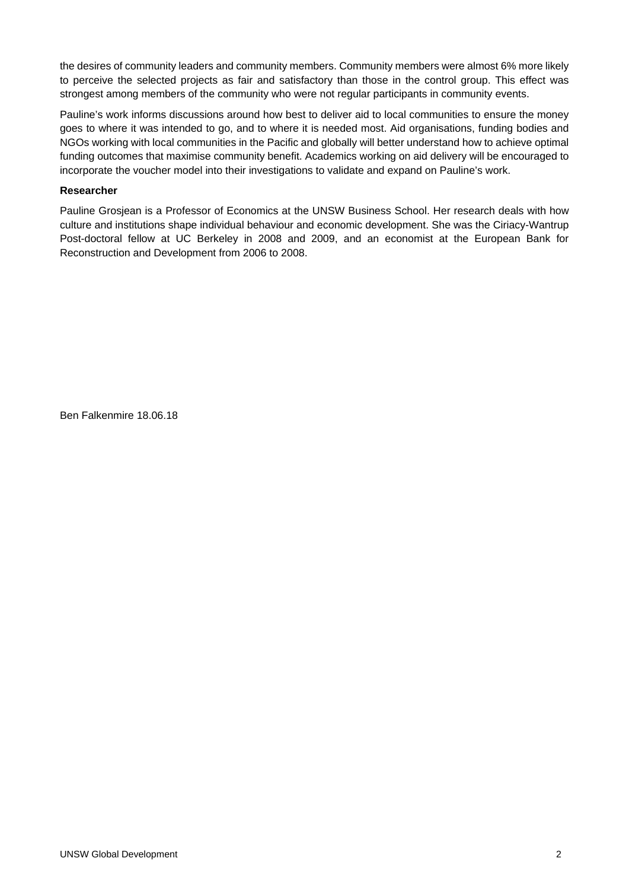the desires of community leaders and community members. Community members were almost 6% more likely to perceive the selected projects as fair and satisfactory than those in the control group. This effect was strongest among members of the community who were not regular participants in community events.

Pauline's work informs discussions around how best to deliver aid to local communities to ensure the money goes to where it was intended to go, and to where it is needed most. Aid organisations, funding bodies and NGOs working with local communities in the Pacific and globally will better understand how to achieve optimal funding outcomes that maximise community benefit. Academics working on aid delivery will be encouraged to incorporate the voucher model into their investigations to validate and expand on Pauline's work.

**Researcher**

Pauline Grosjean is a Professor of Economics at the UNSW Business School. Her research deals with how culture and institutions shape individual behaviour and economic development. She was the Ciriacy-Wantrup Post-doctoral fellow at UC Berkeley in 2008 and 2009, and an economist at the European Bank for Reconstruction and Development from 2006 to 2008.

Ben Falkenmire 18.06.18